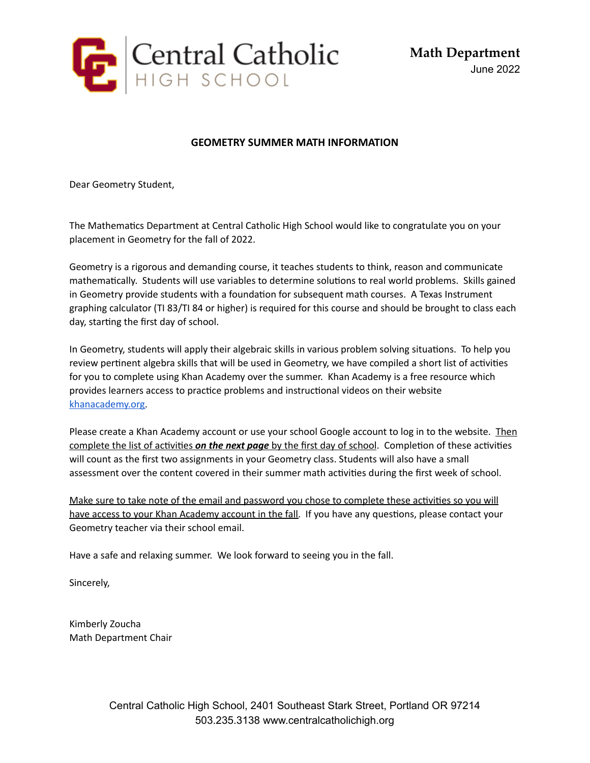Central Catholic HIGH SCHOOL

**Math Department**
June 2022

## GEOMETRY SUMMER MATH INFORMATION

Dear Geometry Student,

The Mathematics Department at Central Catholic High School would like to congratulate you on your placement in Geometry for the fall of 2022.

Geometry is a rigorous and demanding course, it teaches students to think, reason and communicate mathematically. Students will use variables to determine solutions to real world problems. Skills gained in Geometry provide students with a foundation for subsequent math courses. A Texas Instrument graphing calculator (TI 83/TI 84 or higher) is required for this course and should be brought to class each day, starting the first day of school.

In Geometry, students will apply their algebraic skills in various problem solving situations. To help you review pertinent algebra skills that will be used in Geometry, we have compiled a short list of activities for you to complete using Khan Academy over the summer. Khan Academy is a free resource which provides learners access to practice problems and instructional videos on their website [khanacademy.org](https://khanacademy.org).

Please create a Khan Academy account or use your school Google account to log in to the website. <u>Then complete the list of activities ***on the next page*** by the first day of school</u>. Completion of these activities will count as the first two assignments in your Geometry class. Students will also have a small assessment over the content covered in their summer math activities during the first week of school.

<u>Make sure to take note of the email and password you chose to complete these activities so you will have access to your Khan Academy account in the fall</u>. If you have any questions, please contact your Geometry teacher via their school email.

Have a safe and relaxing summer. We look forward to seeing you in the fall.

Sincerely,

Kimberly Zoucha
Math Department Chair

Central Catholic High School, 2401 Southeast Stark Street, Portland OR 97214
503.235.3138 www.centralcatholichigh.org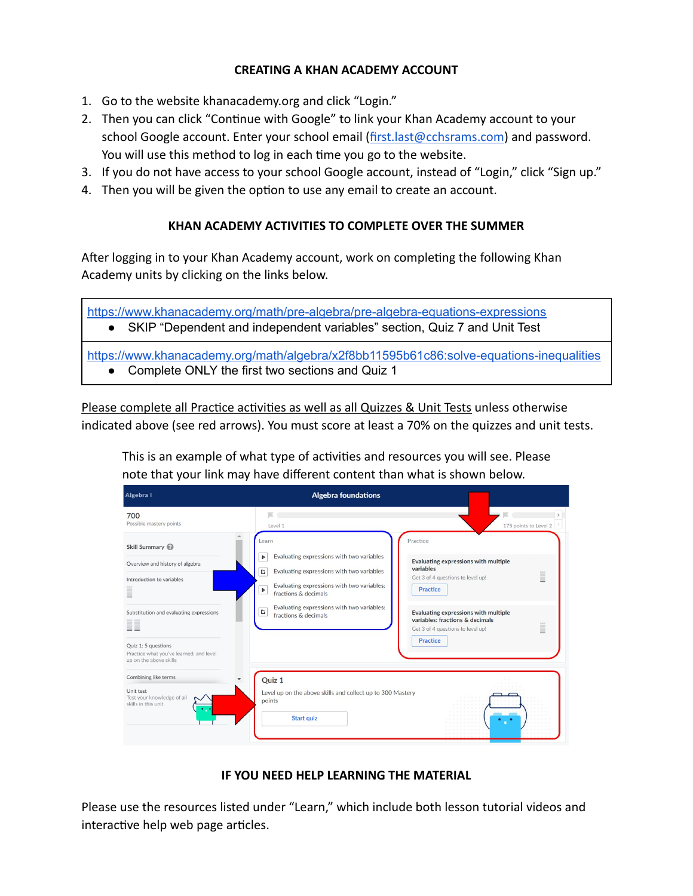## CREATING A KHAN ACADEMY ACCOUNT

1. Go to the website khanacademy.org and click "Login."
2. Then you can click "Continue with Google" to link your Khan Academy account to your school Google account. Enter your school email (first.last@cchsrams.com) and password. You will use this method to log in each time you go to the website.
3. If you do not have access to your school Google account, instead of "Login," click "Sign up."
4. Then you will be given the option to use any email to create an account.

## KHAN ACADEMY ACTIVITIES TO COMPLETE OVER THE SUMMER

After logging in to your Khan Academy account, work on completing the following Khan Academy units by clicking on the links below.

| |
|---|
| https://www.khanacademy.org/math/pre-algebra/pre-algebra-equations-expressions <br> • SKIP "Dependent and independent variables" section, Quiz 7 and Unit Test |
| https://www.khanacademy.org/math/algebra/x2f8bb11595b61c86:solve-equations-inequalities <br> • Complete ONLY the first two sections and Quiz 1 |

Please complete all Practice activities as well as all Quizzes & Unit Tests unless otherwise indicated above (see red arrows). You must score at least a 70% on the quizzes and unit tests.

This is an example of what type of activities and resources you will see. Please note that your link may have different content than what is shown below.

Algebra I
Algebra foundations
700
Possible mastery points
Level 1
175 points to Level 2
Skill Summary
Overview and history of algebra
Introduction to variables
Substitution and evaluating expressions
Quiz 1: 5 questions
Practice what you've learned, and level up on the above skills
Combining like terms
Unit test
Test your knowledge of all skills in this unit
Learn
Evaluating expressions with two variables
Evaluating expressions with two variables
Evaluating expressions with two variables: fractions & decimals
Evaluating expressions with two variables: fractions & decimals
Practice
Evaluating expressions with multiple variables
Get 3 of 4 questions to level up!
Practice
Evaluating expressions with multiple variables: fractions & decimals
Get 3 of 4 questions to level up!
Practice
Quiz 1
Level up on the above skills and collect up to 300 Mastery points
Start quiz

## IF YOU NEED HELP LEARNING THE MATERIAL

Please use the resources listed under "Learn," which include both lesson tutorial videos and interactive help web page articles.